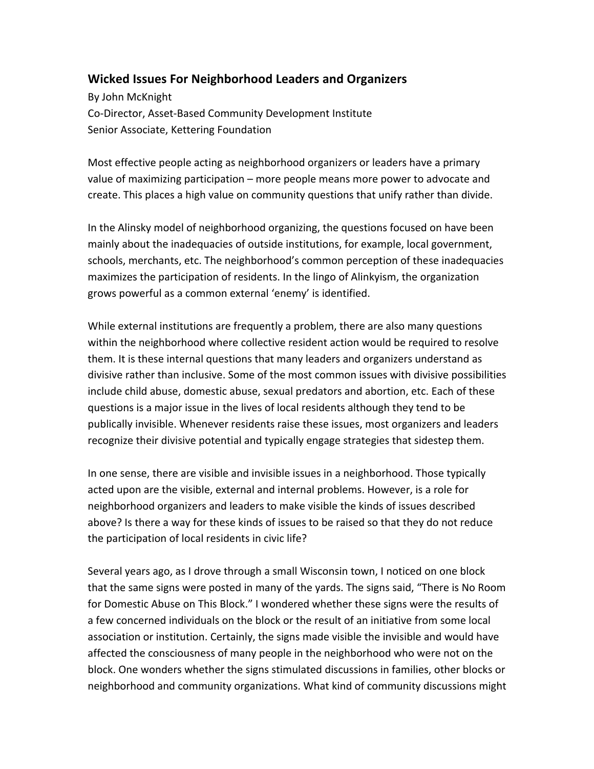## Wicked Issues For Neighborhood Leaders and Organizers

By John McKnight
Co-Director, Asset-Based Community Development Institute
Senior Associate, Kettering Foundation

Most effective people acting as neighborhood organizers or leaders have a primary value of maximizing participation – more people means more power to advocate and create. This places a high value on community questions that unify rather than divide.

In the Alinsky model of neighborhood organizing, the questions focused on have been mainly about the inadequacies of outside institutions, for example, local government, schools, merchants, etc. The neighborhood's common perception of these inadequacies maximizes the participation of residents. In the lingo of Alinkyism, the organization grows powerful as a common external 'enemy' is identified.

While external institutions are frequently a problem, there are also many questions within the neighborhood where collective resident action would be required to resolve them. It is these internal questions that many leaders and organizers understand as divisive rather than inclusive. Some of the most common issues with divisive possibilities include child abuse, domestic abuse, sexual predators and abortion, etc. Each of these questions is a major issue in the lives of local residents although they tend to be publically invisible. Whenever residents raise these issues, most organizers and leaders recognize their divisive potential and typically engage strategies that sidestep them.

In one sense, there are visible and invisible issues in a neighborhood. Those typically acted upon are the visible, external and internal problems. However, is a role for neighborhood organizers and leaders to make visible the kinds of issues described above? Is there a way for these kinds of issues to be raised so that they do not reduce the participation of local residents in civic life?

Several years ago, as I drove through a small Wisconsin town, I noticed on one block that the same signs were posted in many of the yards. The signs said, "There is No Room for Domestic Abuse on This Block." I wondered whether these signs were the results of a few concerned individuals on the block or the result of an initiative from some local association or institution. Certainly, the signs made visible the invisible and would have affected the consciousness of many people in the neighborhood who were not on the block. One wonders whether the signs stimulated discussions in families, other blocks or neighborhood and community organizations. What kind of community discussions might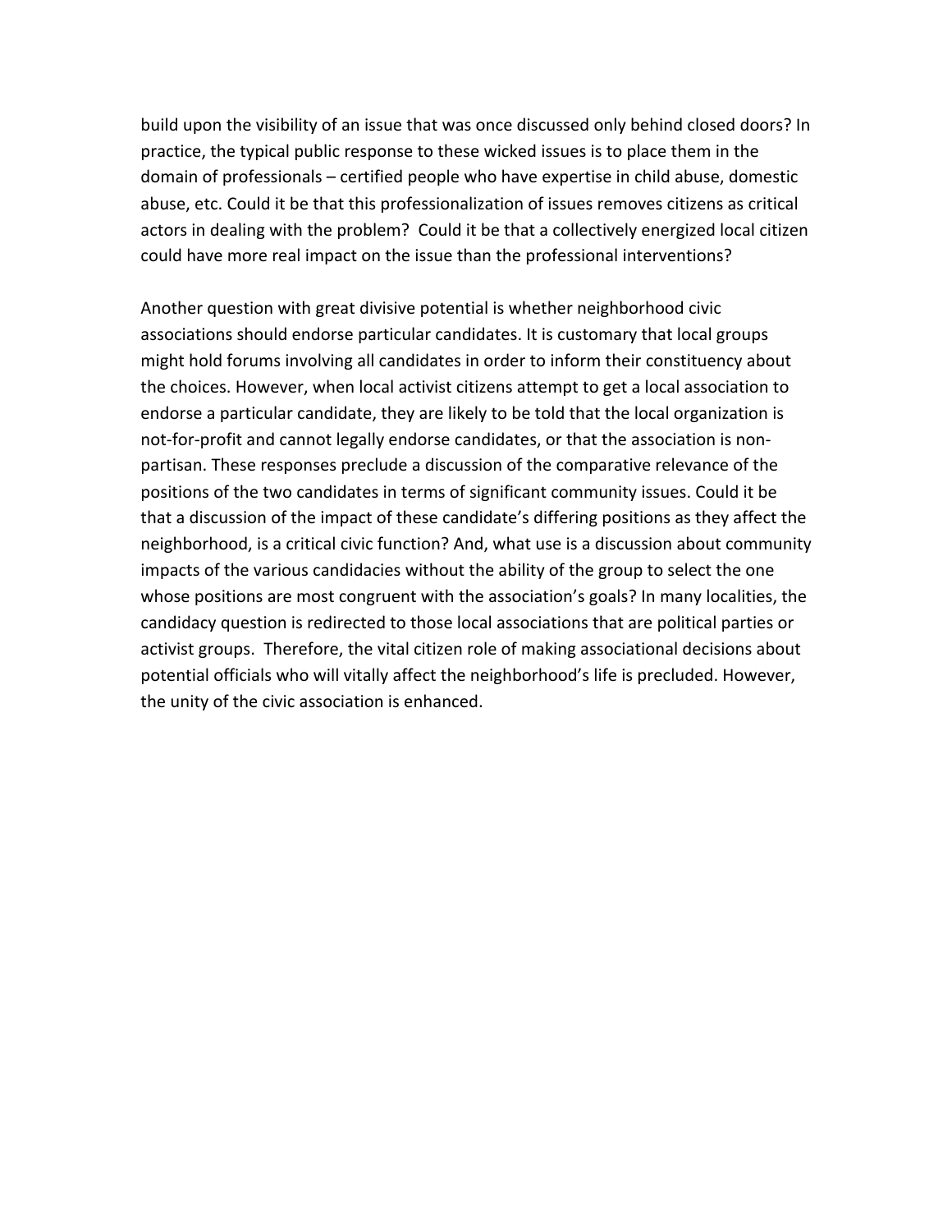build upon the visibility of an issue that was once discussed only behind closed doors? In practice, the typical public response to these wicked issues is to place them in the domain of professionals – certified people who have expertise in child abuse, domestic abuse, etc. Could it be that this professionalization of issues removes citizens as critical actors in dealing with the problem? Could it be that a collectively energized local citizen could have more real impact on the issue than the professional interventions?

Another question with great divisive potential is whether neighborhood civic associations should endorse particular candidates. It is customary that local groups might hold forums involving all candidates in order to inform their constituency about the choices. However, when local activist citizens attempt to get a local association to endorse a particular candidate, they are likely to be told that the local organization is not-for-profit and cannot legally endorse candidates, or that the association is non-partisan. These responses preclude a discussion of the comparative relevance of the positions of the two candidates in terms of significant community issues. Could it be that a discussion of the impact of these candidate's differing positions as they affect the neighborhood, is a critical civic function? And, what use is a discussion about community impacts of the various candidacies without the ability of the group to select the one whose positions are most congruent with the association's goals? In many localities, the candidacy question is redirected to those local associations that are political parties or activist groups. Therefore, the vital citizen role of making associational decisions about potential officials who will vitally affect the neighborhood's life is precluded. However, the unity of the civic association is enhanced.